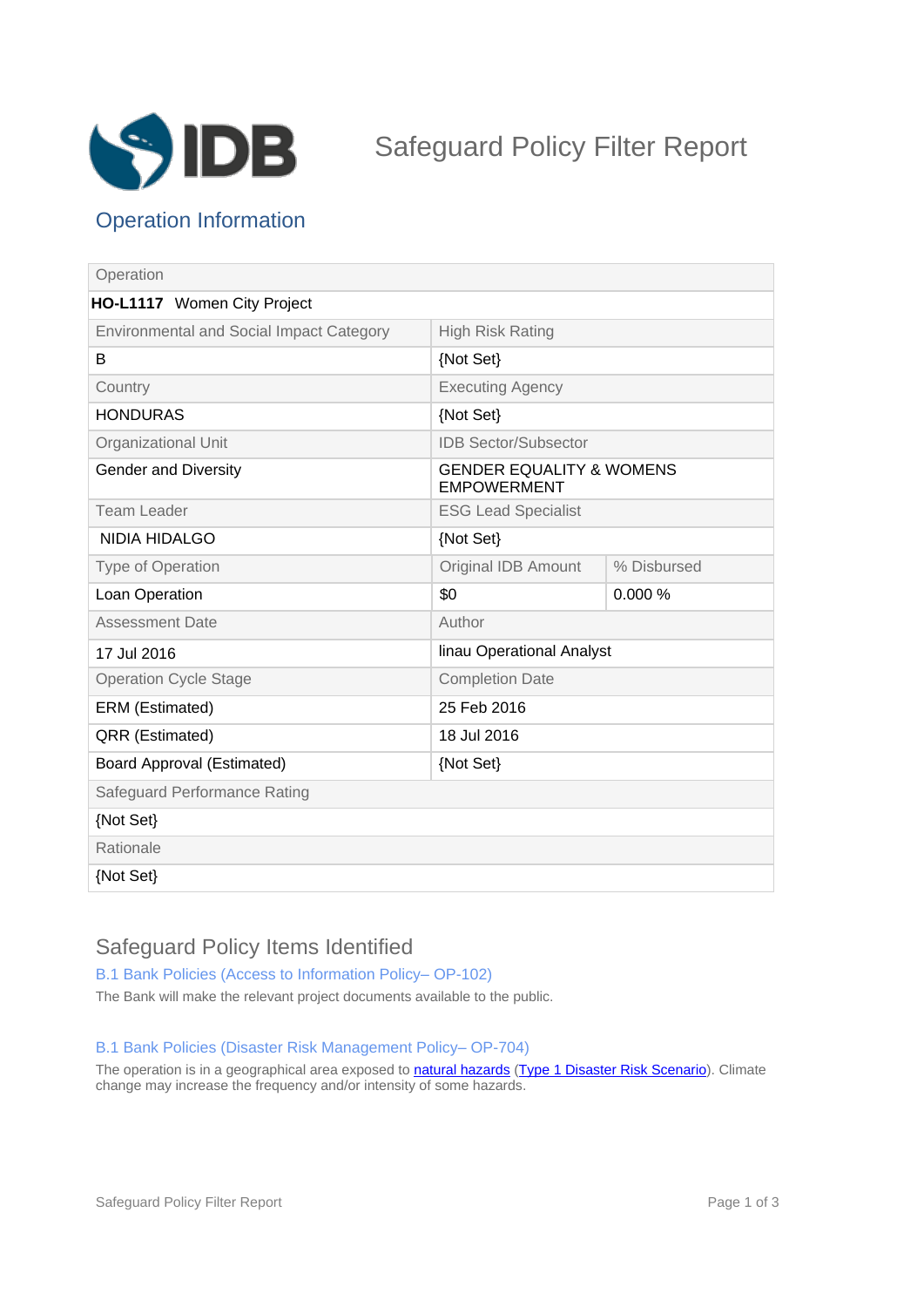# Safeguard Policy Filter Report

## Operation Information

| Operation | | |
|---|---|---|
| **HO-L1117** Women City Project | | |
| Environmental and Social Impact Category | High Risk Rating | |
| B | {Not Set} | |
| Country | Executing Agency | |
| HONDURAS | {Not Set} | |
| Organizational Unit | IDB Sector/Subsector | |
| Gender and Diversity | GENDER EQUALITY & WOMENS EMPOWERMENT | |
| Team Leader | ESG Lead Specialist | |
| NIDIA HIDALGO | {Not Set} | |
| Type of Operation | Original IDB Amount | % Disbursed |
| Loan Operation | $0 | 0.000 % |
| Assessment Date | Author | |
| 17 Jul 2016 | linau Operational Analyst | |
| Operation Cycle Stage | Completion Date | |
| ERM (Estimated) | 25 Feb 2016 | |
| QRR (Estimated) | 18 Jul 2016 | |
| Board Approval (Estimated) | {Not Set} | |
| Safeguard Performance Rating | | |
| {Not Set} | | |
| Rationale | | |
| {Not Set} | | |

## Safeguard Policy Items Identified

### B.1 Bank Policies (Access to Information Policy– OP-102)

The Bank will make the relevant project documents available to the public.

### B.1 Bank Policies (Disaster Risk Management Policy– OP-704)

The operation is in a geographical area exposed to natural hazards (Type 1 Disaster Risk Scenario). Climate change may increase the frequency and/or intensity of some hazards.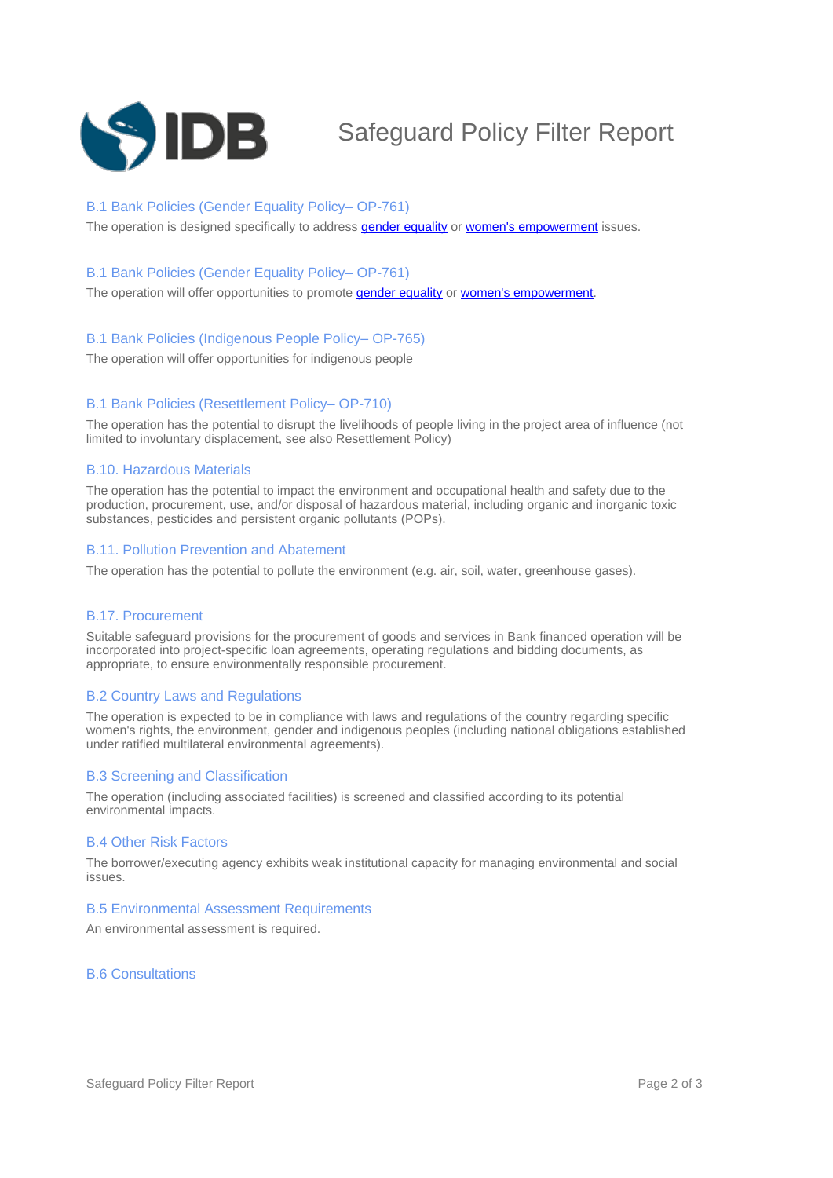# Safeguard Policy Filter Report

### B.1 Bank Policies (Gender Equality Policy– OP-761)

The operation is designed specifically to address gender equality or women's empowerment issues.

### B.1 Bank Policies (Gender Equality Policy– OP-761)

The operation will offer opportunities to promote gender equality or women's empowerment.

### B.1 Bank Policies (Indigenous People Policy– OP-765)

The operation will offer opportunities for indigenous people

### B.1 Bank Policies (Resettlement Policy– OP-710)

The operation has the potential to disrupt the livelihoods of people living in the project area of influence (not limited to involuntary displacement, see also Resettlement Policy)

### B.10. Hazardous Materials

The operation has the potential to impact the environment and occupational health and safety due to the production, procurement, use, and/or disposal of hazardous material, including organic and inorganic toxic substances, pesticides and persistent organic pollutants (POPs).

### B.11. Pollution Prevention and Abatement

The operation has the potential to pollute the environment (e.g. air, soil, water, greenhouse gases).

### B.17. Procurement

Suitable safeguard provisions for the procurement of goods and services in Bank financed operation will be incorporated into project-specific loan agreements, operating regulations and bidding documents, as appropriate, to ensure environmentally responsible procurement.

### B.2 Country Laws and Regulations

The operation is expected to be in compliance with laws and regulations of the country regarding specific women's rights, the environment, gender and indigenous peoples (including national obligations established under ratified multilateral environmental agreements).

### B.3 Screening and Classification

The operation (including associated facilities) is screened and classified according to its potential environmental impacts.

### B.4 Other Risk Factors

The borrower/executing agency exhibits weak institutional capacity for managing environmental and social issues.

### B.5 Environmental Assessment Requirements

An environmental assessment is required.

### B.6 Consultations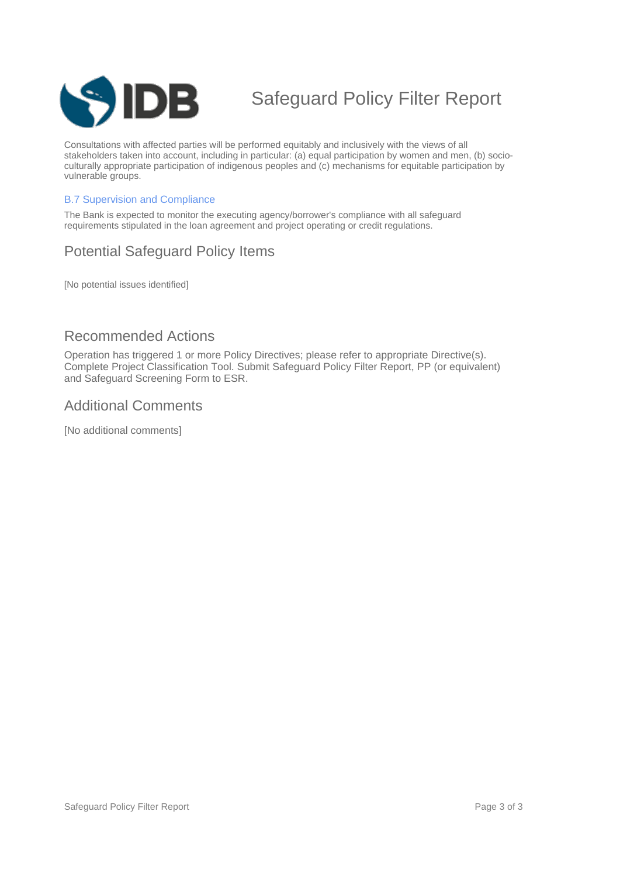Consultations with affected parties will be performed equitably and inclusively with the views of all stakeholders taken into account, including in particular: (a) equal participation by women and men, (b) socio-culturally appropriate participation of indigenous peoples and (c) mechanisms for equitable participation by vulnerable groups.

### B.7 Supervision and Compliance

The Bank is expected to monitor the executing agency/borrower's compliance with all safeguard requirements stipulated in the loan agreement and project operating or credit regulations.

## Potential Safeguard Policy Items

[No potential issues identified]

## Recommended Actions

Operation has triggered 1 or more Policy Directives; please refer to appropriate Directive(s). Complete Project Classification Tool. Submit Safeguard Policy Filter Report, PP (or equivalent) and Safeguard Screening Form to ESR.

## Additional Comments

[No additional comments]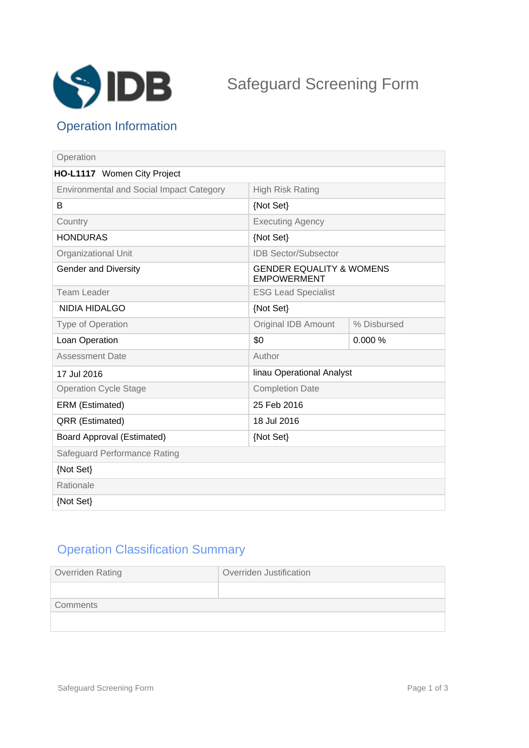# Safeguard Screening Form

## Operation Information

| Operation | | |
|---|---|---|
| **HO-L1117** Women City Project | | |
| Environmental and Social Impact Category | High Risk Rating | |
| B | {Not Set} | |
| Country | Executing Agency | |
| HONDURAS | {Not Set} | |
| Organizational Unit | IDB Sector/Subsector | |
| Gender and Diversity | GENDER EQUALITY & WOMENS EMPOWERMENT | |
| Team Leader | ESG Lead Specialist | |
| NIDIA HIDALGO | {Not Set} | |
| Type of Operation | Original IDB Amount | % Disbursed |
| Loan Operation | $0 | 0.000 % |
| Assessment Date | Author | |
| 17 Jul 2016 | linau Operational Analyst | |
| Operation Cycle Stage | Completion Date | |
| ERM (Estimated) | 25 Feb 2016 | |
| QRR (Estimated) | 18 Jul 2016 | |
| Board Approval (Estimated) | {Not Set} | |
| Safeguard Performance Rating | | |
| {Not Set} | | |
| Rationale | | |
| {Not Set} | | |

## Operation Classification Summary

| Overriden Rating | Overriden Justification |
|---|---|
| | |
| Comments | |
| | |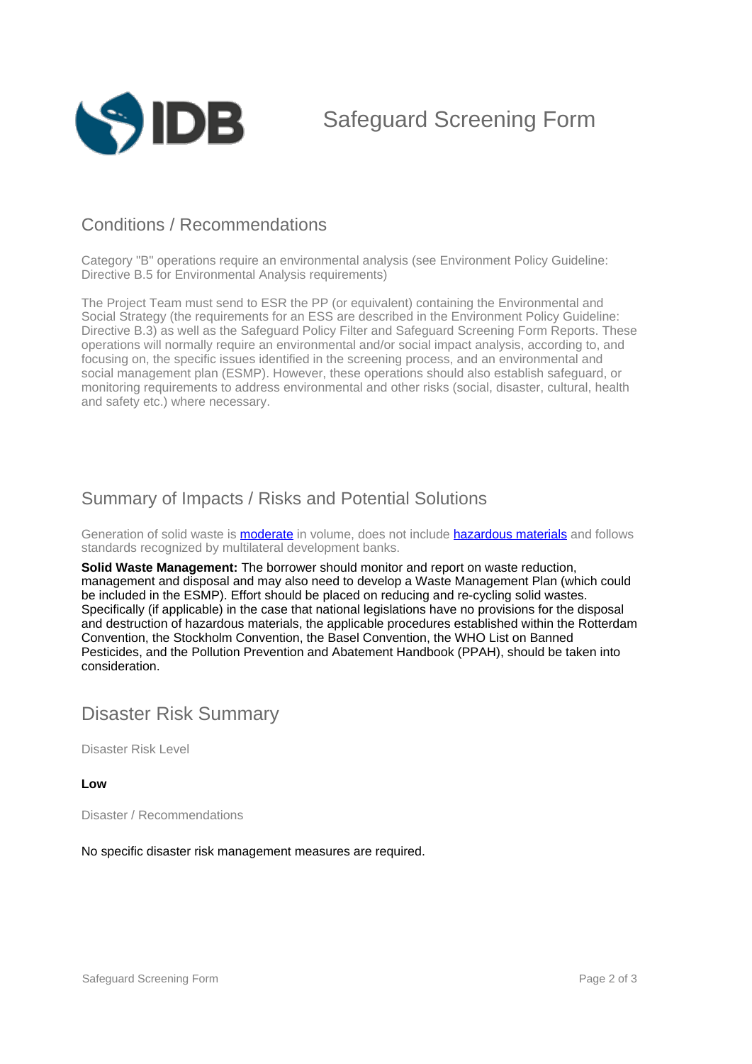# Safeguard Screening Form

## Conditions / Recommendations

Category "B" operations require an environmental analysis (see Environment Policy Guideline: Directive B.5 for Environmental Analysis requirements)

The Project Team must send to ESR the PP (or equivalent) containing the Environmental and Social Strategy (the requirements for an ESS are described in the Environment Policy Guideline: Directive B.3) as well as the Safeguard Policy Filter and Safeguard Screening Form Reports. These operations will normally require an environmental and/or social impact analysis, according to, and focusing on, the specific issues identified in the screening process, and an environmental and social management plan (ESMP). However, these operations should also establish safeguard, or monitoring requirements to address environmental and other risks (social, disaster, cultural, health and safety etc.) where necessary.

## Summary of Impacts / Risks and Potential Solutions

Generation of solid waste is moderate in volume, does not include hazardous materials and follows standards recognized by multilateral development banks.

**Solid Waste Management:** The borrower should monitor and report on waste reduction, management and disposal and may also need to develop a Waste Management Plan (which could be included in the ESMP). Effort should be placed on reducing and re-cycling solid wastes. Specifically (if applicable) in the case that national legislations have no provisions for the disposal and destruction of hazardous materials, the applicable procedures established within the Rotterdam Convention, the Stockholm Convention, the Basel Convention, the WHO List on Banned Pesticides, and the Pollution Prevention and Abatement Handbook (PPAH), should be taken into consideration.

## Disaster Risk Summary

Disaster Risk Level

**Low**

Disaster / Recommendations

No specific disaster risk management measures are required.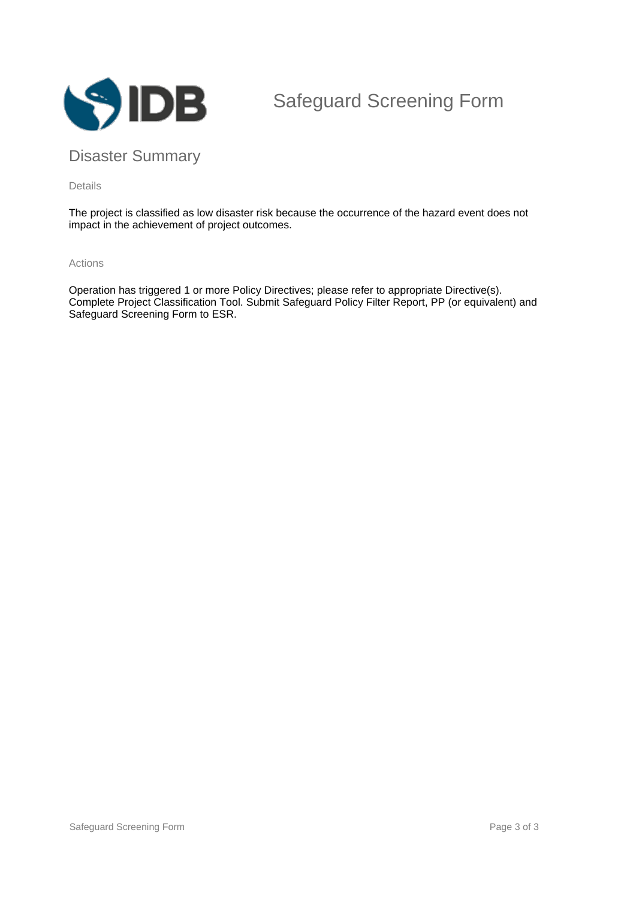# Safeguard Screening Form

## Disaster Summary

### Details

The project is classified as low disaster risk because the occurrence of the hazard event does not impact in the achievement of project outcomes.

### Actions

Operation has triggered 1 or more Policy Directives; please refer to appropriate Directive(s). Complete Project Classification Tool. Submit Safeguard Policy Filter Report, PP (or equivalent) and Safeguard Screening Form to ESR.